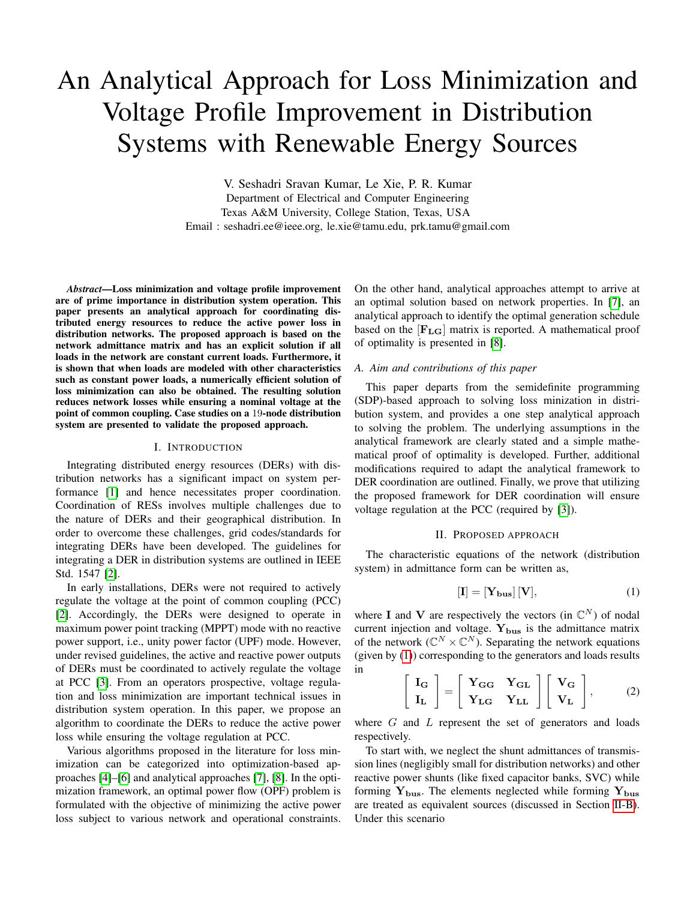# An Analytical Approach for Loss Minimization and Voltage Profile Improvement in Distribution Systems with Renewable Energy Sources

V. Seshadri Sravan Kumar, Le Xie, P. R. Kumar
Department of Electrical and Computer Engineering
Texas A&M University, College Station, Texas, USA
Email : seshadri.ee@ieee.org, le.xie@tamu.edu, prk.tamu@gmail.com

***Abstract*—Loss minimization and voltage profile improvement are of prime importance in distribution system operation. This paper presents an analytical approach for coordinating distributed energy resources to reduce the active power loss in distribution networks. The proposed approach is based on the network admittance matrix and has an explicit solution if all loads in the network are constant current loads. Furthermore, it is shown that when loads are modeled with other characteristics such as constant power loads, a numerically efficient solution of loss minimization can also be obtained. The resulting solution reduces network losses while ensuring a nominal voltage at the point of common coupling. Case studies on a 19-node distribution system are presented to validate the proposed approach.**

## I. Introduction

Integrating distributed energy resources (DERs) with distribution networks has a significant impact on system performance [1] and hence necessitates proper coordination. Coordination of RESs involves multiple challenges due to the nature of DERs and their geographical distribution. In order to overcome these challenges, grid codes/standards for integrating DERs have been developed. The guidelines for integrating a DER in distribution systems are outlined in IEEE Std. 1547 [2].

In early installations, DERs were not required to actively regulate the voltage at the point of common coupling (PCC) [2]. Accordingly, the DERs were designed to operate in maximum power point tracking (MPPT) mode with no reactive power support, i.e., unity power factor (UPF) mode. However, under revised guidelines, the active and reactive power outputs of DERs must be coordinated to actively regulate the voltage at PCC [3]. From an operators prospective, voltage regulation and loss minimization are important technical issues in distribution system operation. In this paper, we propose an algorithm to coordinate the DERs to reduce the active power loss while ensuring the voltage regulation at PCC.

Various algorithms proposed in the literature for loss minimization can be categorized into optimization-based approaches [4]–[6] and analytical approaches [7], [8]. In the optimization framework, an optimal power flow (OPF) problem is formulated with the objective of minimizing the active power loss subject to various network and operational constraints. On the other hand, analytical approaches attempt to arrive at an optimal solution based on network properties. In [7], an analytical approach to identify the optimal generation schedule based on the $[\mathbf{F_{LG}}]$ matrix is reported. A mathematical proof of optimality is presented in [8].

### A. Aim and contributions of this paper

This paper departs from the semidefinite programming (SDP)-based approach to solving loss minization in distribution system, and provides a one step analytical approach to solving the problem. The underlying assumptions in the analytical framework are clearly stated and a simple mathematical proof of optimality is developed. Further, additional modifications required to adapt the analytical framework to DER coordination are outlined. Finally, we prove that utilizing the proposed framework for DER coordination will ensure voltage regulation at the PCC (required by [3]).

## II. Proposed Approach

The characteristic equations of the network (distribution system) in admittance form can be written as,

$$[\mathbf{I}] = [\mathbf{Y_{bus}}]\,[\mathbf{V}], \tag{1}$$

where $\mathbf{I}$ and $\mathbf{V}$ are respectively the vectors (in $\mathbb{C}^N$) of nodal current injection and voltage. $\mathbf{Y_{bus}}$ is the admittance matrix of the network ($\mathbb{C}^N \times \mathbb{C}^N$). Separating the network equations (given by (1)) corresponding to the generators and loads results in

$$\begin{bmatrix} \mathbf{I_G} \\ \mathbf{I_L} \end{bmatrix} = \begin{bmatrix} \mathbf{Y_{GG}} & \mathbf{Y_{GL}} \\ \mathbf{Y_{LG}} & \mathbf{Y_{LL}} \end{bmatrix} \begin{bmatrix} \mathbf{V_G} \\ \mathbf{V_L} \end{bmatrix}, \tag{2}$$

where $G$ and $L$ represent the set of generators and loads respectively.

To start with, we neglect the shunt admittances of transmission lines (negligibly small for distribution networks) and other reactive power shunts (like fixed capacitor banks, SVC) while forming $\mathbf{Y_{bus}}$. The elements neglected while forming $\mathbf{Y_{bus}}$ are treated as equivalent sources (discussed in Section II-B). Under this scenario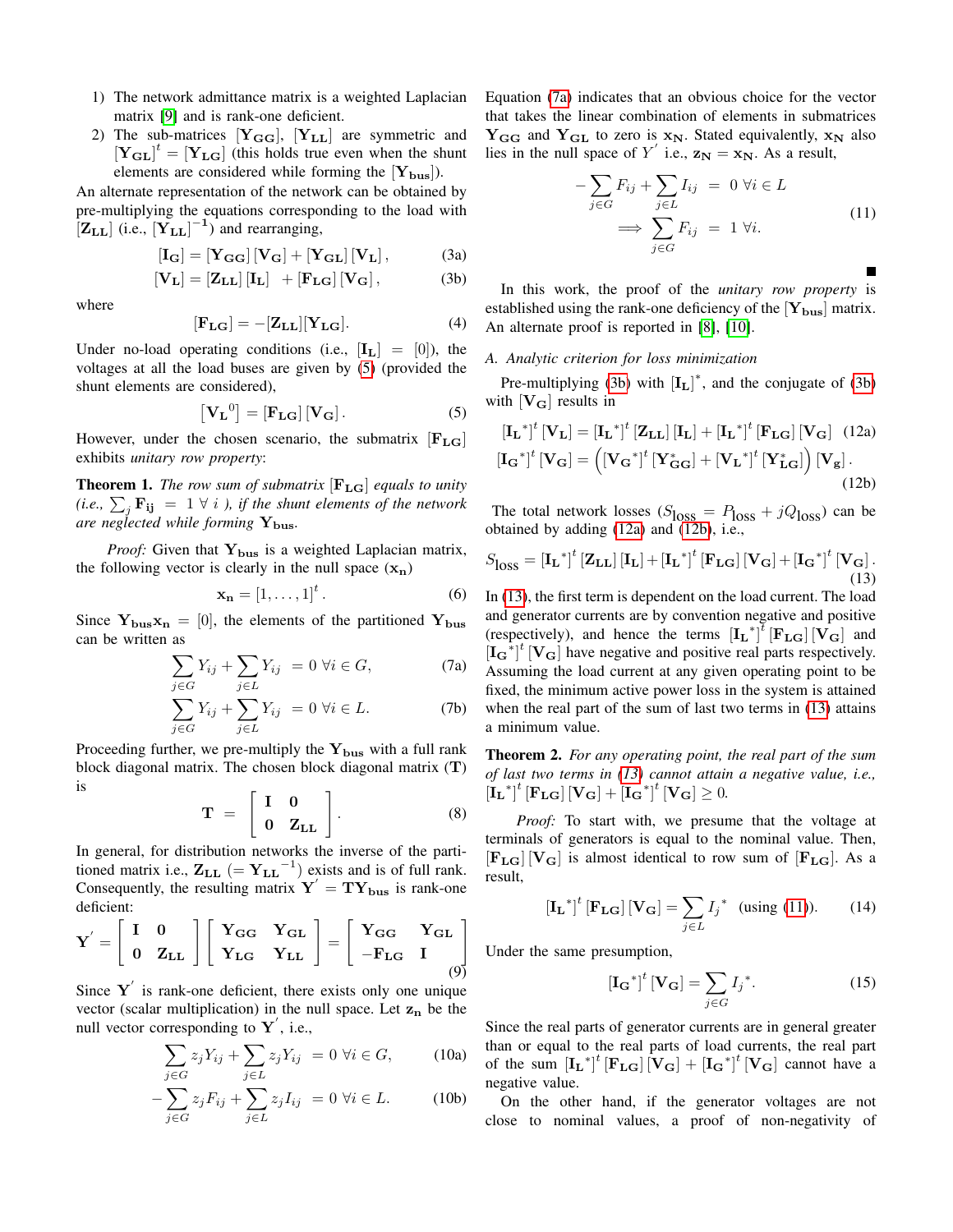1) The network admittance matrix is a weighted Laplacian matrix [9] and is rank-one deficient.
2) The sub-matrices $[\mathbf{Y_{GG}}]$, $[\mathbf{Y_{LL}}]$ are symmetric and $[\mathbf{Y_{GL}}]^t = [\mathbf{Y_{LG}}]$ (this holds true even when the shunt elements are considered while forming the $[\mathbf{Y_{bus}}]$).

An alternate representation of the network can be obtained by pre-multiplying the equations corresponding to the load with $[\mathbf{Z_{LL}}]$ (i.e., $[\mathbf{Y_{LL}}]^{-1}$) and rearranging,

$$[\mathbf{I_G}] = [\mathbf{Y_{GG}}]\,[\mathbf{V_G}] + [\mathbf{Y_{GL}}]\,[\mathbf{V_L}]\,, \tag{3a}$$

$$[\mathbf{V_L}] = [\mathbf{Z_{LL}}]\,[\mathbf{I_L}] \; + [\mathbf{F_{LG}}]\,[\mathbf{V_G}]\,, \tag{3b}$$

where

$$[\mathbf{F_{LG}}] = -[\mathbf{Z_{LL}}][\mathbf{Y_{LG}}]. \tag{4}$$

Under no-load operating conditions (i.e., $[\mathbf{I_L}] = [0]$), the voltages at all the load buses are given by (5) (provided the shunt elements are considered),

$$\left[\mathbf{V_L}^0\right] = [\mathbf{F_{LG}}]\,[\mathbf{V_G}]\,. \tag{5}$$

However, under the chosen scenario, the submatrix $[\mathbf{F_{LG}}]$ exhibits *unitary row property*:

**Theorem 1.** *The row sum of submatrix $[\mathbf{F_{LG}}]$ equals to unity (i.e., $\sum_j \mathbf{F_{ij}} = 1 \;\forall\; i$ ), if the shunt elements of the network are neglected while forming $\mathbf{Y_{bus}}$.*

*Proof:* Given that $\mathbf{Y_{bus}}$ is a weighted Laplacian matrix, the following vector is clearly in the null space ($\mathbf{x_n}$)

$$\mathbf{x_n} = [1, \ldots, 1]^t\,. \tag{6}$$

Since $\mathbf{Y_{bus}}\mathbf{x_n} = [0]$, the elements of the partitioned $\mathbf{Y_{bus}}$ can be written as

$$\sum_{j\in G} Y_{ij} + \sum_{j\in L} Y_{ij} \;= 0 \;\forall i \in G, \tag{7a}$$

$$\sum_{j\in G} Y_{ij} + \sum_{j\in L} Y_{ij} \;= 0 \;\forall i \in L. \tag{7b}$$

Proceeding further, we pre-multiply the $\mathbf{Y_{bus}}$ with a full rank block diagonal matrix. The chosen block diagonal matrix ($\mathbf{T}$) is

$$\mathbf{T} \;=\; \begin{bmatrix} \mathbf{I} & \mathbf{0} \\ \mathbf{0} & \mathbf{Z_{LL}} \end{bmatrix}. \tag{8}$$

In general, for distribution networks the inverse of the partitioned matrix i.e., $\mathbf{Z_{LL}}$ ($= \mathbf{Y_{LL}}^{-1}$) exists and is of full rank. Consequently, the resulting matrix $\mathbf{Y}^{'} = \mathbf{T}\mathbf{Y_{bus}}$ is rank-one deficient:

$$\mathbf{Y}^{'} = \begin{bmatrix} \mathbf{I} & \mathbf{0} \\ \mathbf{0} & \mathbf{Z_{LL}} \end{bmatrix} \begin{bmatrix} \mathbf{Y_{GG}} & \mathbf{Y_{GL}} \\ \mathbf{Y_{LG}} & \mathbf{Y_{LL}} \end{bmatrix} = \begin{bmatrix} \mathbf{Y_{GG}} & \mathbf{Y_{GL}} \\ -\mathbf{F_{LG}} & \mathbf{I} \end{bmatrix} \tag{9}$$

Since $\mathbf{Y}^{'}$ is rank-one deficient, there exists only one unique vector (scalar multiplication) in the null space. Let $\mathbf{z_n}$ be the null vector corresponding to $\mathbf{Y}^{'}$, i.e.,

$$\sum_{j\in G} z_j Y_{ij} + \sum_{j\in L} z_j Y_{ij} \;= 0 \;\forall i \in G, \tag{10a}$$

$$-\sum_{j\in G} z_j F_{ij} + \sum_{j\in L} z_j I_{ij} \;= 0 \;\forall i \in L. \tag{10b}$$

Equation (7a) indicates that an obvious choice for the vector that takes the linear combination of elements in submatrices $\mathbf{Y_{GG}}$ and $\mathbf{Y_{GL}}$ to zero is $\mathbf{x_N}$. Stated equivalently, $\mathbf{x_N}$ also lies in the null space of $Y^{'}$ i.e., $\mathbf{z_N} = \mathbf{x_N}$. As a result,

$$\begin{aligned} -\sum_{j\in G} F_{ij} + \sum_{j\in L} I_{ij} \;&=\; 0 \;\forall i \in L \\ \implies \sum_{j\in G} F_{ij} \;&=\; 1 \;\forall i. \end{aligned} \tag{11}$$

■

In this work, the proof of the *unitary row property* is established using the rank-one deficiency of the $[\mathbf{Y_{bus}}]$ matrix. An alternate proof is reported in [8], [10].

### A. Analytic criterion for loss minimization

Pre-multiplying (3b) with $[\mathbf{I_L}]^*$, and the conjugate of (3b) with $[\mathbf{V_G}]$ results in

$$[\mathbf{I_L}^*]^t\,[\mathbf{V_L}] = [\mathbf{I_L}^*]^t\,[\mathbf{Z_{LL}}]\,[\mathbf{I_L}] + [\mathbf{I_L}^*]^t\,[\mathbf{F_{LG}}]\,[\mathbf{V_G}] \tag{12a}$$

$$[\mathbf{I_G}^*]^t\,[\mathbf{V_G}] = \left([\mathbf{V_G}^*]^t\,[\mathbf{Y}^*_{\mathbf{GG}}] + [\mathbf{V_L}^*]^t\,[\mathbf{Y}^*_{\mathbf{LG}}]\right)[\mathbf{V_g}]\,. \tag{12b}$$

The total network losses ($S_{\text{loss}} = P_{\text{loss}} + jQ_{\text{loss}}$) can be obtained by adding (12a) and (12b), i.e.,

$$S_{\text{loss}} = [\mathbf{I_L}^*]^t\,[\mathbf{Z_{LL}}]\,[\mathbf{I_L}] + [\mathbf{I_L}^*]^t\,[\mathbf{F_{LG}}]\,[\mathbf{V_G}] + [\mathbf{I_G}^*]^t\,[\mathbf{V_G}]\,. \tag{13}$$

In (13), the first term is dependent on the load current. The load and generator currents are by convention negative and positive (respectively), and hence the terms $[\mathbf{I_L}^*]^t\,[\mathbf{F_{LG}}]\,[\mathbf{V_G}]$ and $[\mathbf{I_G}^*]^t\,[\mathbf{V_G}]$ have negative and positive real parts respectively. Assuming the load current at any given operating point to be fixed, the minimum active power loss in the system is attained when the real part of the sum of last two terms in (13) attains a minimum value.

**Theorem 2.** *For any operating point, the real part of the sum of last two terms in (13) cannot attain a negative value, i.e., $[\mathbf{I_L}^*]^t\,[\mathbf{F_{LG}}]\,[\mathbf{V_G}] + [\mathbf{I_G}^*]^t\,[\mathbf{V_G}] \geq 0$.*

*Proof:* To start with, we presume that the voltage at terminals of generators is equal to the nominal value. Then, $[\mathbf{F_{LG}}]\,[\mathbf{V_G}]$ is almost identical to row sum of $[\mathbf{F_{LG}}]$. As a result,

$$[\mathbf{I_L}^*]^t\,[\mathbf{F_{LG}}]\,[\mathbf{V_G}] = \sum_{j\in L} {I_j}^* \quad \text{(using (11))}. \tag{14}$$

Under the same presumption,

$$[\mathbf{I_G}^*]^t\,[\mathbf{V_G}] = \sum_{j\in G} {I_j}^*. \tag{15}$$

Since the real parts of generator currents are in general greater than or equal to the real parts of load currents, the real part of the sum $[\mathbf{I_L}^*]^t\,[\mathbf{F_{LG}}]\,[\mathbf{V_G}] + [\mathbf{I_G}^*]^t\,[\mathbf{V_G}]$ cannot have a negative value.

On the other hand, if the generator voltages are not close to nominal values, a proof of non-negativity of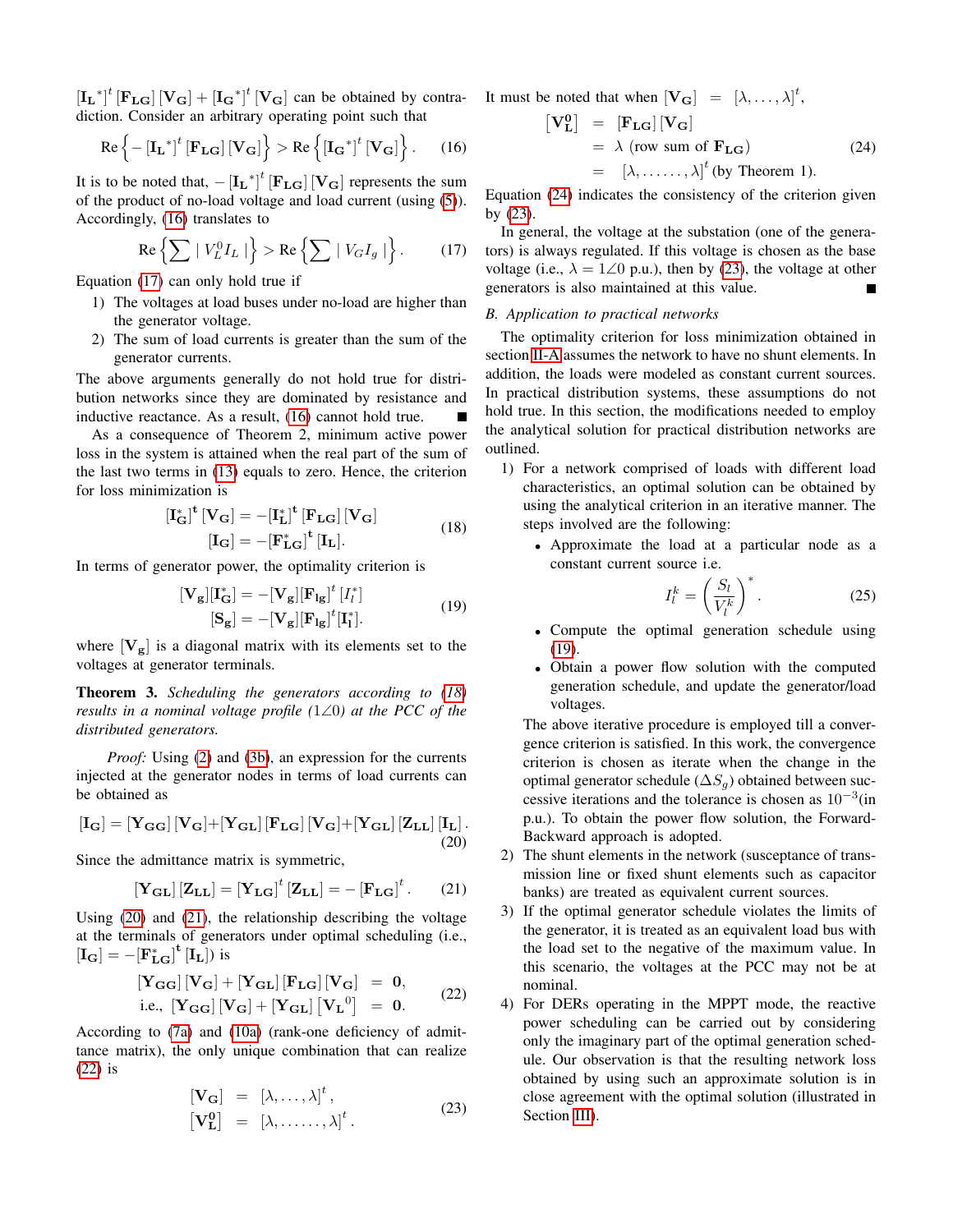$[\mathbf{I_L}^*]^t [\mathbf{F_{LG}}] [\mathbf{V_G}] + [\mathbf{I_G}^*]^t [\mathbf{V_G}]$ can be obtained by contradiction. Consider an arbitrary operating point such that

$$\text{Re}\left\{ -[\mathbf{I_L}^*]^t [\mathbf{F_{LG}}] [\mathbf{V_G}] \right\} > \text{Re}\left\{ [\mathbf{I_G}^*]^t [\mathbf{V_G}] \right\}. \quad (16)$$

It is to be noted that, $-[\mathbf{I_L}^*]^t [\mathbf{F_{LG}}] [\mathbf{V_G}]$ represents the sum of the product of no-load voltage and load current (using (5)). Accordingly, (16) translates to

$$\text{Re}\left\{ \sum | V_L^0 I_L | \right\} > \text{Re}\left\{ \sum | V_G I_g | \right\}. \quad (17)$$

Equation (17) can only hold true if

1) The voltages at load buses under no-load are higher than the generator voltage.
2) The sum of load currents is greater than the sum of the generator currents.

The above arguments generally do not hold true for distribution networks since they are dominated by resistance and inductive reactance. As a result, (16) cannot hold true. ∎

As a consequence of Theorem 2, minimum active power loss in the system is attained when the real part of the sum of the last two terms in (13) equals to zero. Hence, the criterion for loss minimization is

$$\begin{aligned} [\mathbf{I_G^*}]^{\mathbf{t}} [\mathbf{V_G}] &= -[\mathbf{I_L^*}]^{\mathbf{t}} [\mathbf{F_{LG}}] [\mathbf{V_G}] \\ [\mathbf{I_G}] &= -[\mathbf{F_{LG}^*}]^{\mathbf{t}} [\mathbf{I_L}]. \end{aligned} \quad (18)$$

In terms of generator power, the optimality criterion is

$$\begin{aligned} [\mathbf{V_g}][\mathbf{I_G^*}] &= -[\mathbf{V_g}][\mathbf{F_{lg}}]^t [I_l^*] \\ [\mathbf{S_g}] &= -[\mathbf{V_g}][\mathbf{F_{lg}}]^t [\mathbf{I_l^*}]. \end{aligned} \quad (19)$$

where $[\mathbf{V_g}]$ is a diagonal matrix with its elements set to the voltages at generator terminals.

**Theorem 3.** *Scheduling the generators according to (18) results in a nominal voltage profile ($1\angle 0$) at the PCC of the distributed generators.*

*Proof:* Using (2) and (3b), an expression for the currents injected at the generator nodes in terms of load currents can be obtained as

$$[\mathbf{I_G}] = [\mathbf{Y_{GG}}] [\mathbf{V_G}] + [\mathbf{Y_{GL}}] [\mathbf{F_{LG}}] [\mathbf{V_G}] + [\mathbf{Y_{GL}}] [\mathbf{Z_{LL}}] [\mathbf{I_L}]. \quad (20)$$

Since the admittance matrix is symmetric,

$$[\mathbf{Y_{GL}}] [\mathbf{Z_{LL}}] = [\mathbf{Y_{LG}}]^t [\mathbf{Z_{LL}}] = -[\mathbf{F_{LG}}]^t. \quad (21)$$

Using (20) and (21), the relationship describing the voltage at the terminals of generators under optimal scheduling (i.e., $[\mathbf{I_G}] = -[\mathbf{F_{LG}^*}]^{\mathbf{t}} [\mathbf{I_L}]$) is

$$\begin{aligned} [\mathbf{Y_{GG}}] [\mathbf{V_G}] + [\mathbf{Y_{GL}}] [\mathbf{F_{LG}}] [\mathbf{V_G}] &= \mathbf{0}, \\ \text{i.e., } [\mathbf{Y_{GG}}] [\mathbf{V_G}] + [\mathbf{Y_{GL}}] [\mathbf{V_L}^0] &= \mathbf{0}. \end{aligned} \quad (22)$$

According to (7a) and (10a) (rank-one deficiency of admittance matrix), the only unique combination that can realize (22) is

$$\begin{aligned} [\mathbf{V_G}] &= [\lambda, \ldots, \lambda]^t, \\ [\mathbf{V_L^0}] &= [\lambda, \ldots\ldots, \lambda]^t. \end{aligned} \quad (23)$$

It must be noted that when $[\mathbf{V_G}] = [\lambda, \ldots, \lambda]^t$,

$$\begin{aligned} [\mathbf{V_L^0}] &= [\mathbf{F_{LG}}] [\mathbf{V_G}] \\ &= \lambda \text{ (row sum of } \mathbf{F_{LG}}) \\ &= [\lambda, \ldots\ldots, \lambda]^t \text{ (by Theorem 1)}. \end{aligned} \quad (24)$$

Equation (24) indicates the consistency of the criterion given by (23).

In general, the voltage at the substation (one of the generators) is always regulated. If this voltage is chosen as the base voltage (i.e., $\lambda = 1\angle 0$ p.u.), then by (23), the voltage at other generators is also maintained at this value. ∎

### *B. Application to practical networks*

The optimality criterion for loss minimization obtained in section II-A assumes the network to have no shunt elements. In addition, the loads were modeled as constant current sources. In practical distribution systems, these assumptions do not hold true. In this section, the modifications needed to employ the analytical solution for practical distribution networks are outlined.

1) For a network comprised of loads with different load characteristics, an optimal solution can be obtained by using the analytical criterion in an iterative manner. The steps involved are the following:
   - Approximate the load at a particular node as a constant current source i.e.
   $$I_l^k = \left( \frac{S_l}{V_l^k} \right)^*. \quad (25)$$
   - Compute the optimal generation schedule using (19).
   - Obtain a power flow solution with the computed generation schedule, and update the generator/load voltages.

   The above iterative procedure is employed till a convergence criterion is satisfied. In this work, the convergence criterion is chosen as iterate when the change in the optimal generator schedule ($\Delta S_g$) obtained between successive iterations and the tolerance is chosen as $10^{-3}$(in p.u.). To obtain the power flow solution, the Forward-Backward approach is adopted.
2) The shunt elements in the network (susceptance of transmission line or fixed shunt elements such as capacitor banks) are treated as equivalent current sources.
3) If the optimal generator schedule violates the limits of the generator, it is treated as an equivalent load bus with the load set to the negative of the maximum value. In this scenario, the voltages at the PCC may not be at nominal.
4) For DERs operating in the MPPT mode, the reactive power scheduling can be carried out by considering only the imaginary part of the optimal generation schedule. Our observation is that the resulting network loss obtained by using such an approximate solution is in close agreement with the optimal solution (illustrated in Section III).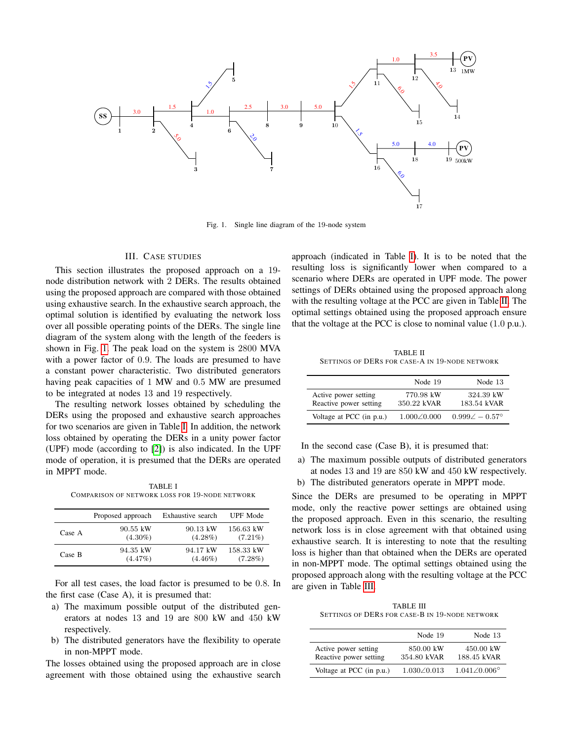Fig. 1. Single line diagram of the 19-node system

## III. Case Studies

This section illustrates the proposed approach on a 19-node distribution network with 2 DERs. The results obtained using the proposed approach are compared with those obtained using exhaustive search. In the exhaustive search approach, the optimal solution is identified by evaluating the network loss over all possible operating points of the DERs. The single line diagram of the system along with the length of the feeders is shown in Fig. 1. The peak load on the system is 2800 MVA with a power factor of 0.9. The loads are presumed to have a constant power characteristic. Two distributed generators having peak capacities of 1 MW and 0.5 MW are presumed to be integrated at nodes 13 and 19 respectively.

The resulting network losses obtained by scheduling the DERs using the proposed and exhaustive search approaches for two scenarios are given in Table I. In addition, the network loss obtained by operating the DERs in a unity power factor (UPF) mode (according to [2]) is also indicated. In the UPF mode of operation, it is presumed that the DERs are operated in MPPT mode.

TABLE I
Comparison of network loss for 19-node network

| | Proposed approach | Exhaustive search | UPF Mode |
|---|---|---|---|
| Case A | 90.55 kW (4.30%) | 90.13 kW (4.28%) | 156.63 kW (7.21%) |
| Case B | 94.35 kW (4.47%) | 94.17 kW (4.46%) | 158.33 kW (7.28%) |

For all test cases, the load factor is presumed to be 0.8. In the first case (Case A), it is presumed that:

a) The maximum possible output of the distributed generators at nodes 13 and 19 are 800 kW and 450 kW respectively.
b) The distributed generators have the flexibility to operate in non-MPPT mode.

The losses obtained using the proposed approach are in close agreement with those obtained using the exhaustive search approach (indicated in Table I). It is to be noted that the resulting loss is significantly lower when compared to a scenario where DERs are operated in UPF mode. The power settings of DERs obtained using the proposed approach along with the resulting voltage at the PCC are given in Table II. The optimal settings obtained using the proposed approach ensure that the voltage at the PCC is close to nominal value (1.0 p.u.).

TABLE II
Settings of DERs for Case-A in 19-node network

| | Node 19 | Node 13 |
|---|---|---|
| Active power setting | 770.98 kW | 324.39 kW |
| Reactive power setting | 350.22 kVAR | 183.54 kVAR |
| Voltage at PCC (in p.u.) | $1.000\angle 0.000$ | $0.999\angle -0.57^{\circ}$ |

In the second case (Case B), it is presumed that:

a) The maximum possible outputs of distributed generators at nodes 13 and 19 are 850 kW and 450 kW respectively.
b) The distributed generators operate in MPPT mode.

Since the DERs are presumed to be operating in MPPT mode, only the reactive power settings are obtained using the proposed approach. Even in this scenario, the resulting network loss is in close agreement with that obtained using exhaustive search. It is interesting to note that the resulting loss is higher than that obtained when the DERs are operated in non-MPPT mode. The optimal settings obtained using the proposed approach along with the resulting voltage at the PCC are given in Table III.

TABLE III
Settings of DERs for Case-B in 19-node network

| | Node 19 | Node 13 |
|---|---|---|
| Active power setting | 850.00 kW | 450.00 kW |
| Reactive power setting | 354.80 kVAR | 188.45 kVAR |
| Voltage at PCC (in p.u.) | $1.030\angle 0.013$ | $1.041\angle 0.006^{\circ}$ |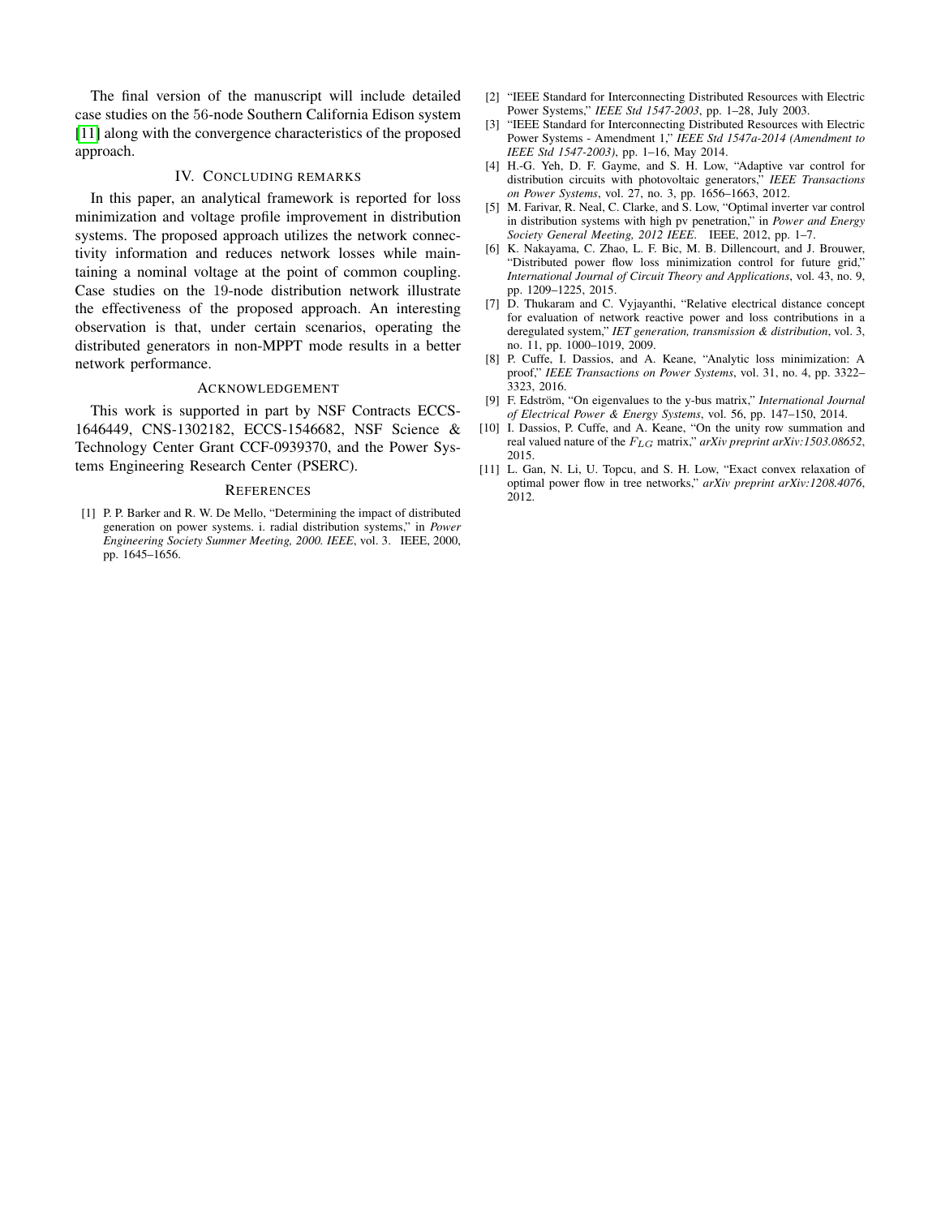The final version of the manuscript will include detailed case studies on the 56-node Southern California Edison system [11] along with the convergence characteristics of the proposed approach.

## IV. Concluding remarks

In this paper, an analytical framework is reported for loss minimization and voltage profile improvement in distribution systems. The proposed approach utilizes the network connectivity information and reduces network losses while maintaining a nominal voltage at the point of common coupling. Case studies on the 19-node distribution network illustrate the effectiveness of the proposed approach. An interesting observation is that, under certain scenarios, operating the distributed generators in non-MPPT mode results in a better network performance.

## Acknowledgement

This work is supported in part by NSF Contracts ECCS-1646449, CNS-1302182, ECCS-1546682, NSF Science & Technology Center Grant CCF-0939370, and the Power Systems Engineering Research Center (PSERC).

## References

[1] P. P. Barker and R. W. De Mello, "Determining the impact of distributed generation on power systems. i. radial distribution systems," in *Power Engineering Society Summer Meeting, 2000. IEEE*, vol. 3. IEEE, 2000, pp. 1645–1656.

[2] "IEEE Standard for Interconnecting Distributed Resources with Electric Power Systems," *IEEE Std 1547-2003*, pp. 1–28, July 2003.

[3] "IEEE Standard for Interconnecting Distributed Resources with Electric Power Systems - Amendment 1," *IEEE Std 1547a-2014 (Amendment to IEEE Std 1547-2003)*, pp. 1–16, May 2014.

[4] H.-G. Yeh, D. F. Gayme, and S. H. Low, "Adaptive var control for distribution circuits with photovoltaic generators," *IEEE Transactions on Power Systems*, vol. 27, no. 3, pp. 1656–1663, 2012.

[5] M. Farivar, R. Neal, C. Clarke, and S. Low, "Optimal inverter var control in distribution systems with high pv penetration," in *Power and Energy Society General Meeting, 2012 IEEE*. IEEE, 2012, pp. 1–7.

[6] K. Nakayama, C. Zhao, L. F. Bic, M. B. Dillencourt, and J. Brouwer, "Distributed power flow loss minimization control for future grid," *International Journal of Circuit Theory and Applications*, vol. 43, no. 9, pp. 1209–1225, 2015.

[7] D. Thukaram and C. Vyjayanthi, "Relative electrical distance concept for evaluation of network reactive power and loss contributions in a deregulated system," *IET generation, transmission & distribution*, vol. 3, no. 11, pp. 1000–1019, 2009.

[8] P. Cuffe, I. Dassios, and A. Keane, "Analytic loss minimization: A proof," *IEEE Transactions on Power Systems*, vol. 31, no. 4, pp. 3322–3323, 2016.

[9] F. Edström, "On eigenvalues to the y-bus matrix," *International Journal of Electrical Power & Energy Systems*, vol. 56, pp. 147–150, 2014.

[10] I. Dassios, P. Cuffe, and A. Keane, "On the unity row summation and real valued nature of the $F_{LG}$ matrix," *arXiv preprint arXiv:1503.08652*, 2015.

[11] L. Gan, N. Li, U. Topcu, and S. H. Low, "Exact convex relaxation of optimal power flow in tree networks," *arXiv preprint arXiv:1208.4076*, 2012.